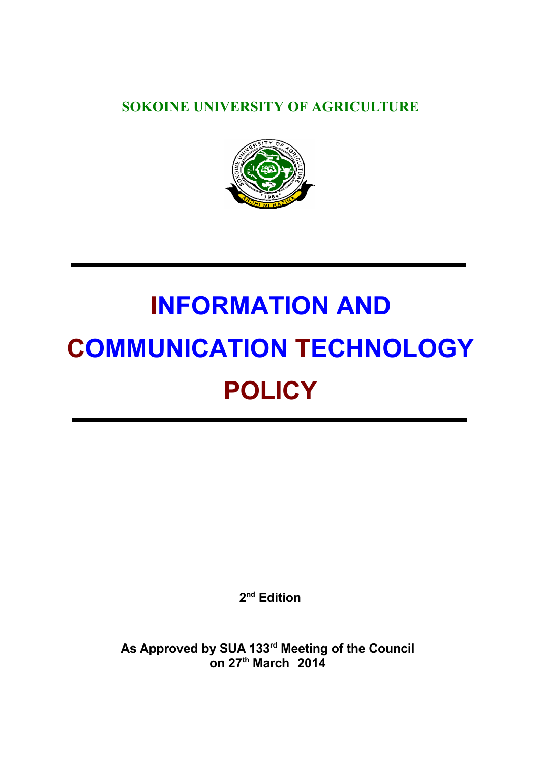**SOKOINE UNIVERSITY OF AGRICULTURE**

# INFORMATION AND COMMUNICATION TECHNOLOGY POLICY

**2nd Edition**

**As Approved by SUA 133rd Meeting of the Council on 27th March 2014**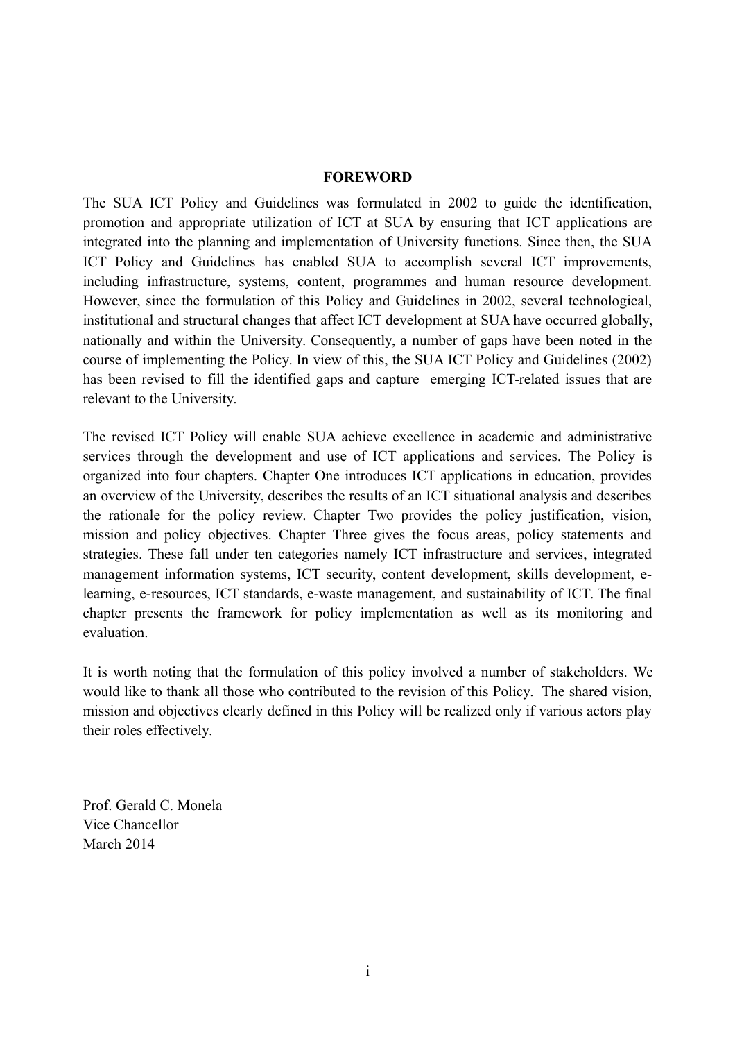# FOREWORD

The SUA ICT Policy and Guidelines was formulated in 2002 to guide the identification, promotion and appropriate utilization of ICT at SUA by ensuring that ICT applications are integrated into the planning and implementation of University functions. Since then, the SUA ICT Policy and Guidelines has enabled SUA to accomplish several ICT improvements, including infrastructure, systems, content, programmes and human resource development. However, since the formulation of this Policy and Guidelines in 2002, several technological, institutional and structural changes that affect ICT development at SUA have occurred globally, nationally and within the University. Consequently, a number of gaps have been noted in the course of implementing the Policy. In view of this, the SUA ICT Policy and Guidelines (2002) has been revised to fill the identified gaps and capture emerging ICT-related issues that are relevant to the University.

The revised ICT Policy will enable SUA achieve excellence in academic and administrative services through the development and use of ICT applications and services. The Policy is organized into four chapters. Chapter One introduces ICT applications in education, provides an overview of the University, describes the results of an ICT situational analysis and describes the rationale for the policy review. Chapter Two provides the policy justification, vision, mission and policy objectives. Chapter Three gives the focus areas, policy statements and strategies. These fall under ten categories namely ICT infrastructure and services, integrated management information systems, ICT security, content development, skills development, e-learning, e-resources, ICT standards, e-waste management, and sustainability of ICT. The final chapter presents the framework for policy implementation as well as its monitoring and evaluation.

It is worth noting that the formulation of this policy involved a number of stakeholders. We would like to thank all those who contributed to the revision of this Policy. The shared vision, mission and objectives clearly defined in this Policy will be realized only if various actors play their roles effectively.

Prof. Gerald C. Monela  
Vice Chancellor  
March 2014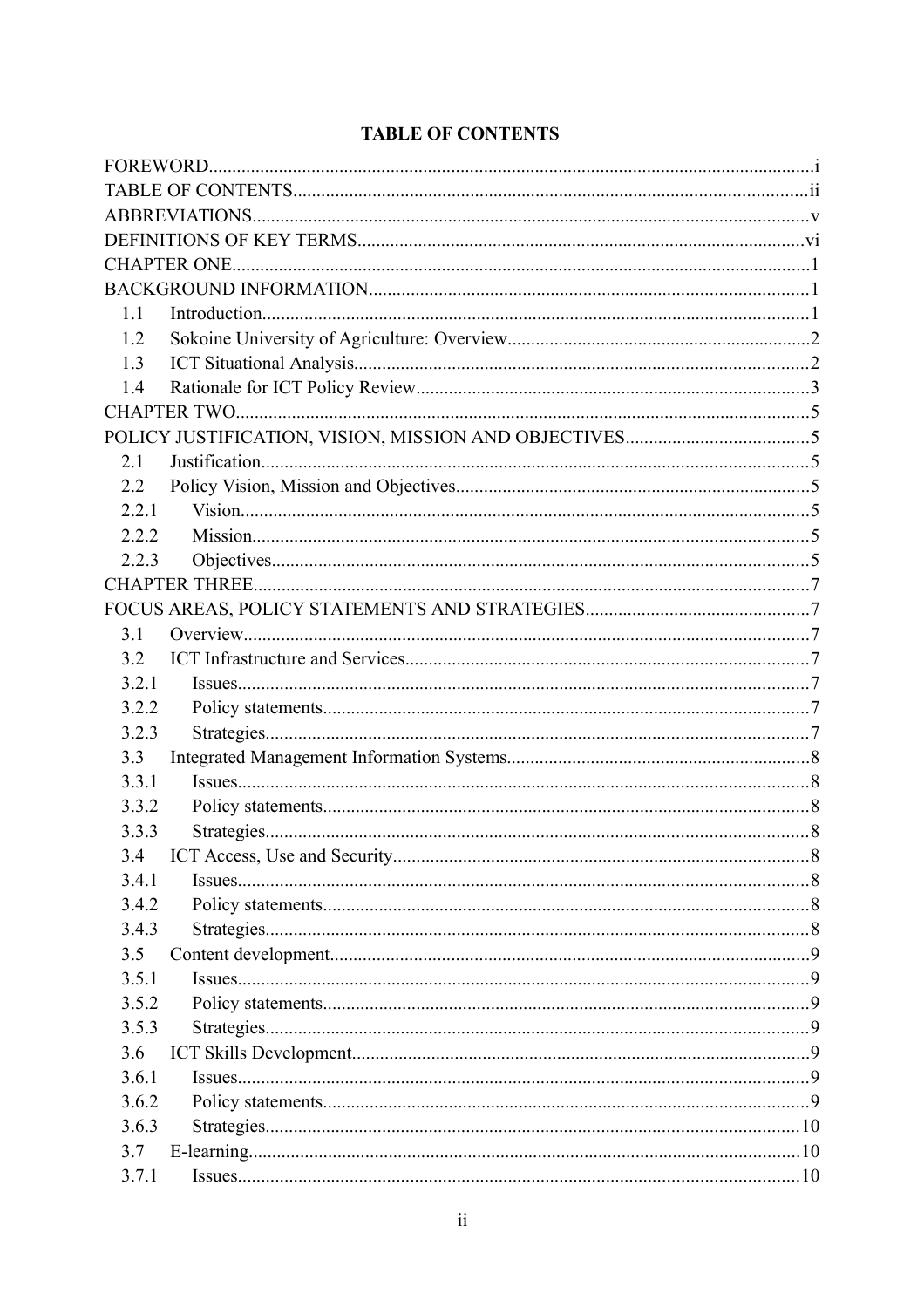# TABLE OF CONTENTS

FOREWORD....i
TABLE OF CONTENTS....ii
ABBREVIATIONS....v
DEFINITIONS OF KEY TERMS....vi
CHAPTER ONE....1
BACKGROUND INFORMATION....1
- 1.1 Introduction....1
- 1.2 Sokoine University of Agriculture: Overview....2
- 1.3 ICT Situational Analysis....2
- 1.4 Rationale for ICT Policy Review....3

CHAPTER TWO....5
POLICY JUSTIFICATION, VISION, MISSION AND OBJECTIVES....5
- 2.1 Justification....5
- 2.2 Policy Vision, Mission and Objectives....5
  - 2.2.1 Vision....5
  - 2.2.2 Mission....5
  - 2.2.3 Objectives....5

CHAPTER THREE....7
FOCUS AREAS, POLICY STATEMENTS AND STRATEGIES....7
- 3.1 Overview....7
- 3.2 ICT Infrastructure and Services....7
  - 3.2.1 Issues....7
  - 3.2.2 Policy statements....7
  - 3.2.3 Strategies....7
- 3.3 Integrated Management Information Systems....8
  - 3.3.1 Issues....8
  - 3.3.2 Policy statements....8
  - 3.3.3 Strategies....8
- 3.4 ICT Access, Use and Security....8
  - 3.4.1 Issues....8
  - 3.4.2 Policy statements....8
  - 3.4.3 Strategies....8
- 3.5 Content development....9
  - 3.5.1 Issues....9
  - 3.5.2 Policy statements....9
  - 3.5.3 Strategies....9
- 3.6 ICT Skills Development....9
  - 3.6.1 Issues....9
  - 3.6.2 Policy statements....9
  - 3.6.3 Strategies....10
- 3.7 E-learning....10
  - 3.7.1 Issues....10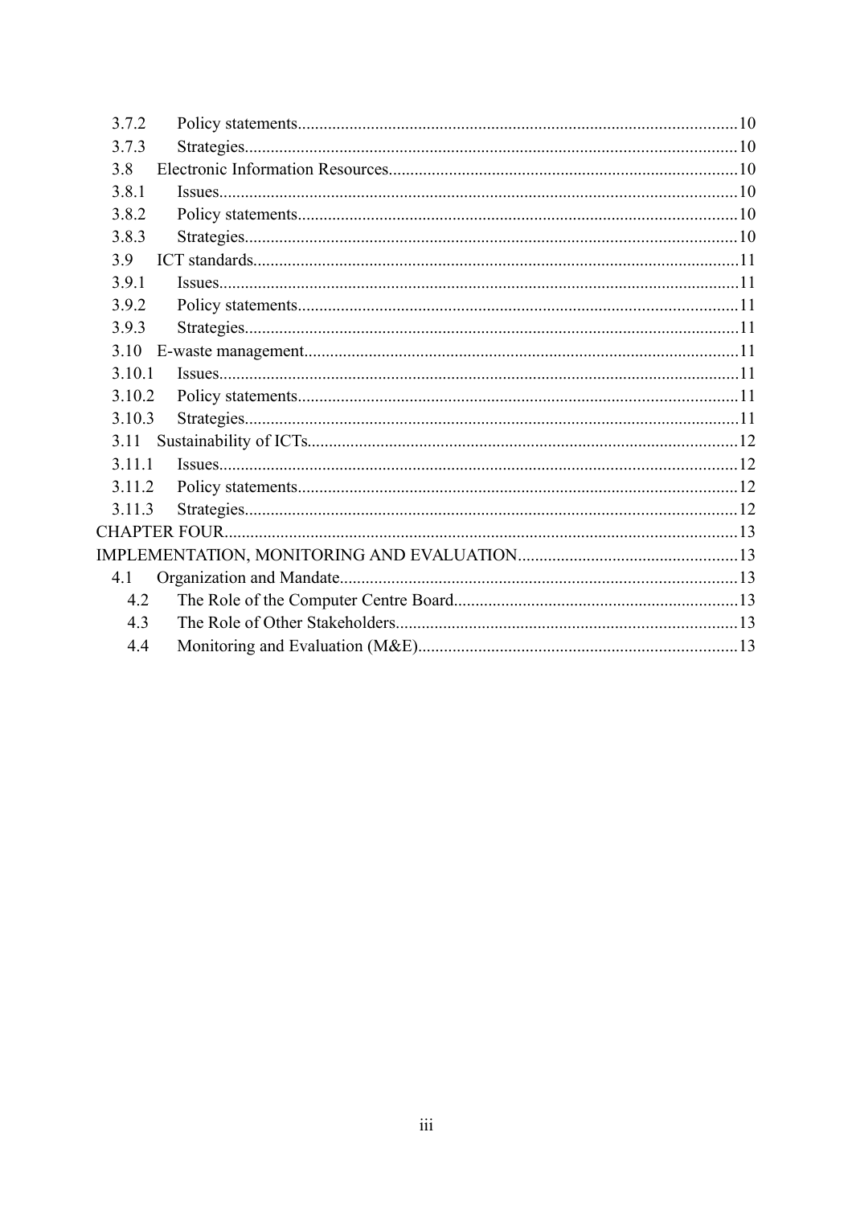3.7.2 Policy statements....................................................................................................10
3.7.3 Strategies.................................................................................................................10
3.8 Electronic Information Resources................................................................................10
3.8.1 Issues.......................................................................................................................10
3.8.2 Policy statements....................................................................................................10
3.8.3 Strategies.................................................................................................................10
3.9 ICT standards...............................................................................................................11
3.9.1 Issues.......................................................................................................................11
3.9.2 Policy statements....................................................................................................11
3.9.3 Strategies.................................................................................................................11
3.10 E-waste management...................................................................................................11
3.10.1 Issues.......................................................................................................................11
3.10.2 Policy statements....................................................................................................11
3.10.3 Strategies.................................................................................................................11
3.11 Sustainability of ICTs..................................................................................................12
3.11.1 Issues.......................................................................................................................12
3.11.2 Policy statements....................................................................................................12
3.11.3 Strategies.................................................................................................................12
CHAPTER FOUR.....................................................................................................................13
IMPLEMENTATION, MONITORING AND EVALUATION..................................................13
4.1 Organization and Mandate...........................................................................................13
4.2 The Role of the Computer Centre Board.................................................................13
4.3 The Role of Other Stakeholders..............................................................................13
4.4 Monitoring and Evaluation (M&E)..........................................................................13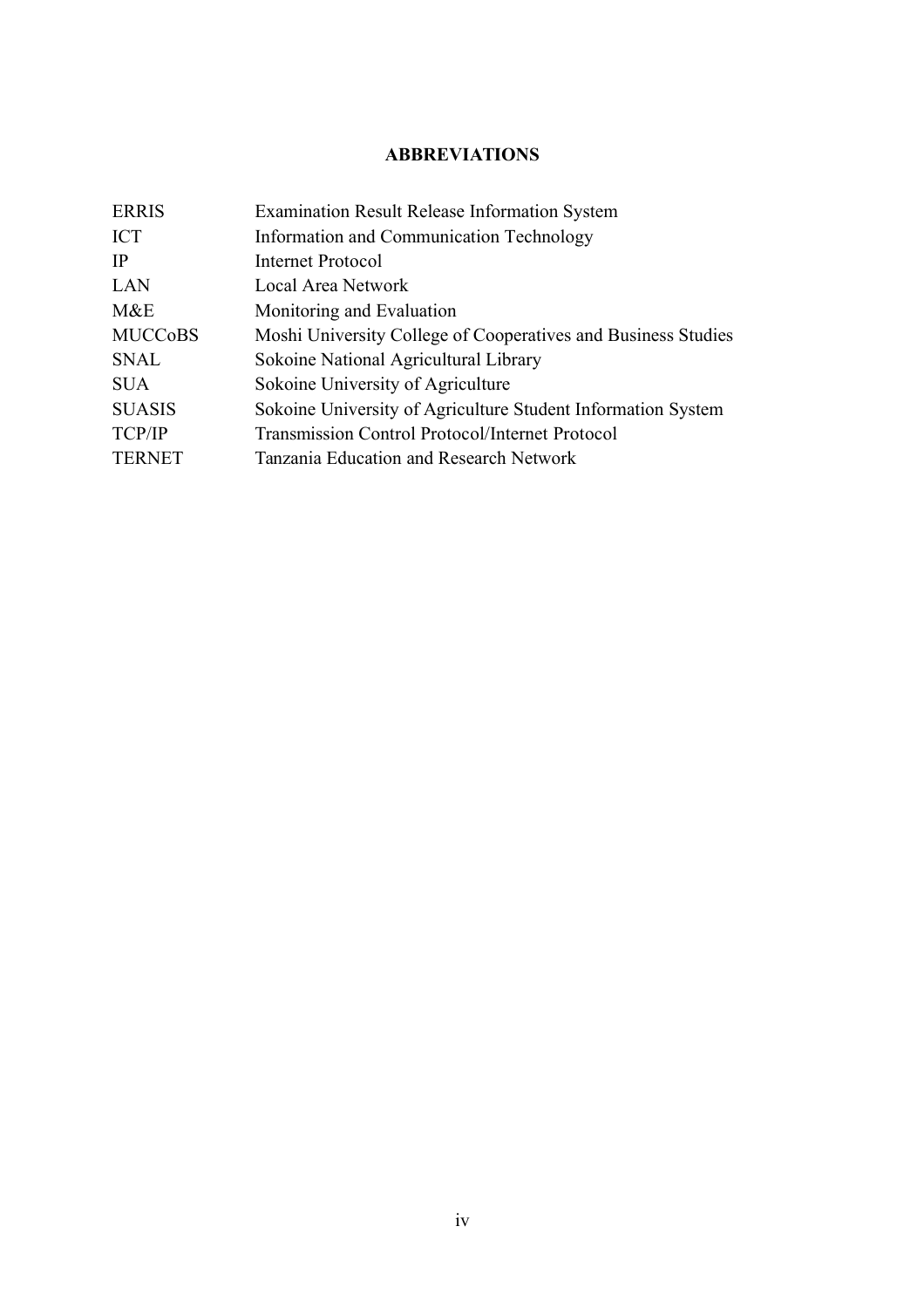## ABBREVIATIONS

| | |
|---|---|
| ERRIS | Examination Result Release Information System |
| ICT | Information and Communication Technology |
| IP | Internet Protocol |
| LAN | Local Area Network |
| M&E | Monitoring and Evaluation |
| MUCCoBS | Moshi University College of Cooperatives and Business Studies |
| SNAL | Sokoine National Agricultural Library |
| SUA | Sokoine University of Agriculture |
| SUASIS | Sokoine University of Agriculture Student Information System |
| TCP/IP | Transmission Control Protocol/Internet Protocol |
| TERNET | Tanzania Education and Research Network |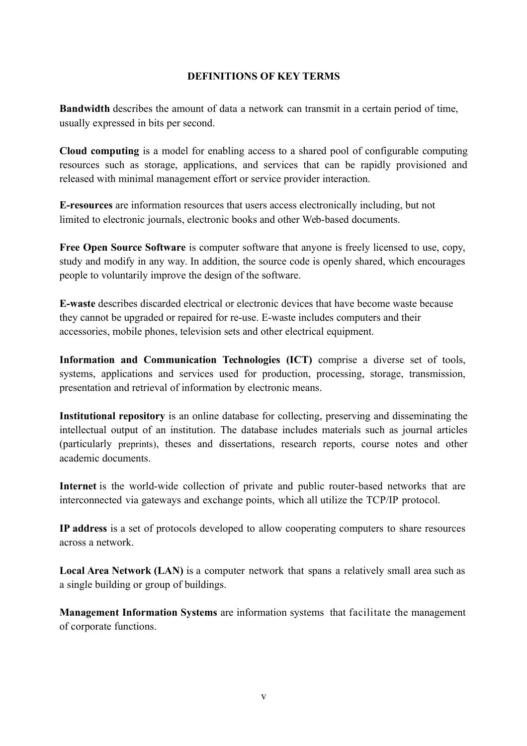## DEFINITIONS OF KEY TERMS

**Bandwidth** describes the amount of data a network can transmit in a certain period of time, usually expressed in bits per second.

**Cloud computing** is a model for enabling access to a shared pool of configurable computing resources such as storage, applications, and services that can be rapidly provisioned and released with minimal management effort or service provider interaction.

**E-resources** are information resources that users access electronically including, but not limited to electronic journals, electronic books and other Web-based documents.

**Free Open Source Software** is computer software that anyone is freely licensed to use, copy, study and modify in any way. In addition, the source code is openly shared, which encourages people to voluntarily improve the design of the software.

**E-waste** describes discarded electrical or electronic devices that have become waste because they cannot be upgraded or repaired for re-use. E-waste includes computers and their accessories, mobile phones, television sets and other electrical equipment.

**Information and Communication Technologies (ICT)** comprise a diverse set of tools, systems, applications and services used for production, processing, storage, transmission, presentation and retrieval of information by electronic means.

**Institutional repository** is an online database for collecting, preserving and disseminating the intellectual output of an institution. The database includes materials such as journal articles (particularly preprints), theses and dissertations, research reports, course notes and other academic documents.

**Internet** is the world-wide collection of private and public router-based networks that are interconnected via gateways and exchange points, which all utilize the TCP/IP protocol.

**IP address** is a set of protocols developed to allow cooperating computers to share resources across a network.

**Local Area Network (LAN)** is a computer network that spans a relatively small area such as a single building or group of buildings.

**Management Information Systems** are information systems that facilitate the management of corporate functions.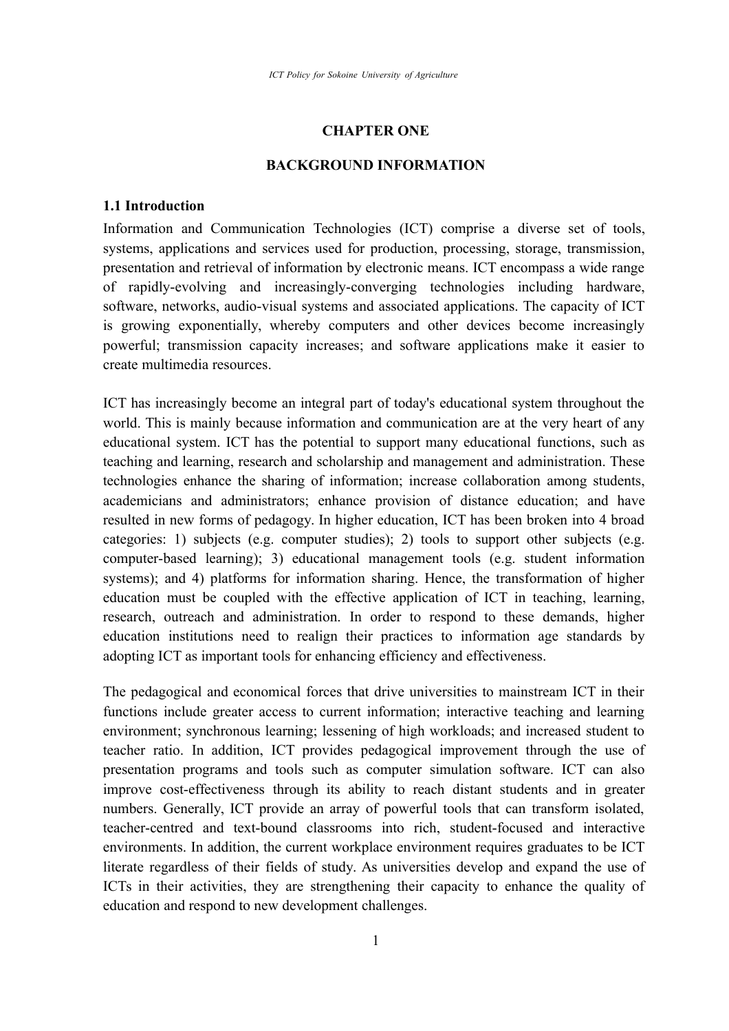# CHAPTER ONE

## BACKGROUND INFORMATION

### 1.1 Introduction

Information and Communication Technologies (ICT) comprise a diverse set of tools, systems, applications and services used for production, processing, storage, transmission, presentation and retrieval of information by electronic means. ICT encompass a wide range of rapidly-evolving and increasingly-converging technologies including hardware, software, networks, audio-visual systems and associated applications. The capacity of ICT is growing exponentially, whereby computers and other devices become increasingly powerful; transmission capacity increases; and software applications make it easier to create multimedia resources.

ICT has increasingly become an integral part of today's educational system throughout the world. This is mainly because information and communication are at the very heart of any educational system. ICT has the potential to support many educational functions, such as teaching and learning, research and scholarship and management and administration. These technologies enhance the sharing of information; increase collaboration among students, academicians and administrators; enhance provision of distance education; and have resulted in new forms of pedagogy. In higher education, ICT has been broken into 4 broad categories: 1) subjects (e.g. computer studies); 2) tools to support other subjects (e.g. computer-based learning); 3) educational management tools (e.g. student information systems); and 4) platforms for information sharing. Hence, the transformation of higher education must be coupled with the effective application of ICT in teaching, learning, research, outreach and administration. In order to respond to these demands, higher education institutions need to realign their practices to information age standards by adopting ICT as important tools for enhancing efficiency and effectiveness.

The pedagogical and economical forces that drive universities to mainstream ICT in their functions include greater access to current information; interactive teaching and learning environment; synchronous learning; lessening of high workloads; and increased student to teacher ratio. In addition, ICT provides pedagogical improvement through the use of presentation programs and tools such as computer simulation software. ICT can also improve cost-effectiveness through its ability to reach distant students and in greater numbers. Generally, ICT provide an array of powerful tools that can transform isolated, teacher-centred and text-bound classrooms into rich, student-focused and interactive environments. In addition, the current workplace environment requires graduates to be ICT literate regardless of their fields of study. As universities develop and expand the use of ICTs in their activities, they are strengthening their capacity to enhance the quality of education and respond to new development challenges.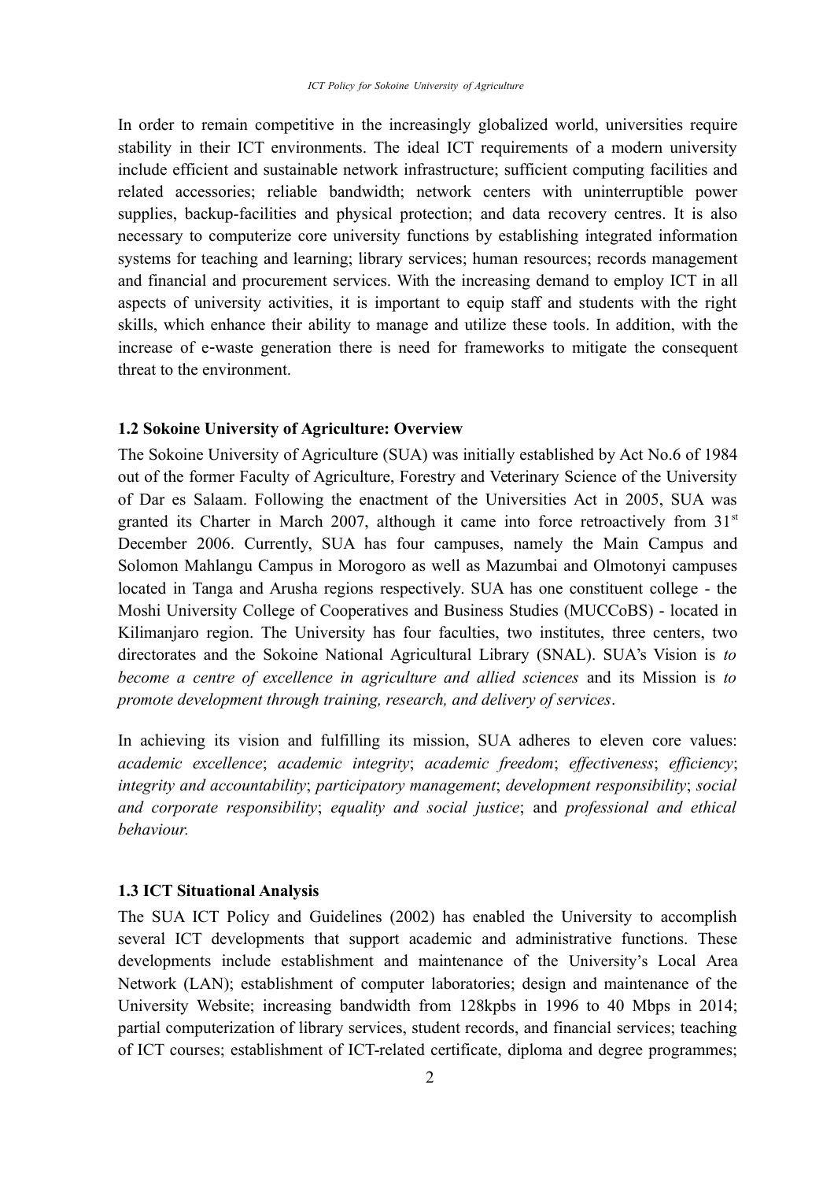In order to remain competitive in the increasingly globalized world, universities require stability in their ICT environments. The ideal ICT requirements of a modern university include efficient and sustainable network infrastructure; sufficient computing facilities and related accessories; reliable bandwidth; network centers with uninterruptible power supplies, backup-facilities and physical protection; and data recovery centres. It is also necessary to computerize core university functions by establishing integrated information systems for teaching and learning; library services; human resources; records management and financial and procurement services. With the increasing demand to employ ICT in all aspects of university activities, it is important to equip staff and students with the right skills, which enhance their ability to manage and utilize these tools. In addition, with the increase of e-waste generation there is need for frameworks to mitigate the consequent threat to the environment.

### 1.2 Sokoine University of Agriculture: Overview

The Sokoine University of Agriculture (SUA) was initially established by Act No.6 of 1984 out of the former Faculty of Agriculture, Forestry and Veterinary Science of the University of Dar es Salaam. Following the enactment of the Universities Act in 2005, SUA was granted its Charter in March 2007, although it came into force retroactively from 31st December 2006. Currently, SUA has four campuses, namely the Main Campus and Solomon Mahlangu Campus in Morogoro as well as Mazumbai and Olmotonyi campuses located in Tanga and Arusha regions respectively. SUA has one constituent college - the Moshi University College of Cooperatives and Business Studies (MUCCoBS) - located in Kilimanjaro region. The University has four faculties, two institutes, three centers, two directorates and the Sokoine National Agricultural Library (SNAL). SUA's Vision is *to become a centre of excellence in agriculture and allied sciences* and its Mission is *to promote development through training, research, and delivery of services*.

In achieving its vision and fulfilling its mission, SUA adheres to eleven core values: *academic excellence*; *academic integrity*; *academic freedom*; *effectiveness*; *efficiency*; *integrity and accountability*; *participatory management*; *development responsibility*; *social and corporate responsibility*; *equality and social justice*; and *professional and ethical behaviour.*

### 1.3 ICT Situational Analysis

The SUA ICT Policy and Guidelines (2002) has enabled the University to accomplish several ICT developments that support academic and administrative functions. These developments include establishment and maintenance of the University's Local Area Network (LAN); establishment of computer laboratories; design and maintenance of the University Website; increasing bandwidth from 128kpbs in 1996 to 40 Mbps in 2014; partial computerization of library services, student records, and financial services; teaching of ICT courses; establishment of ICT-related certificate, diploma and degree programmes;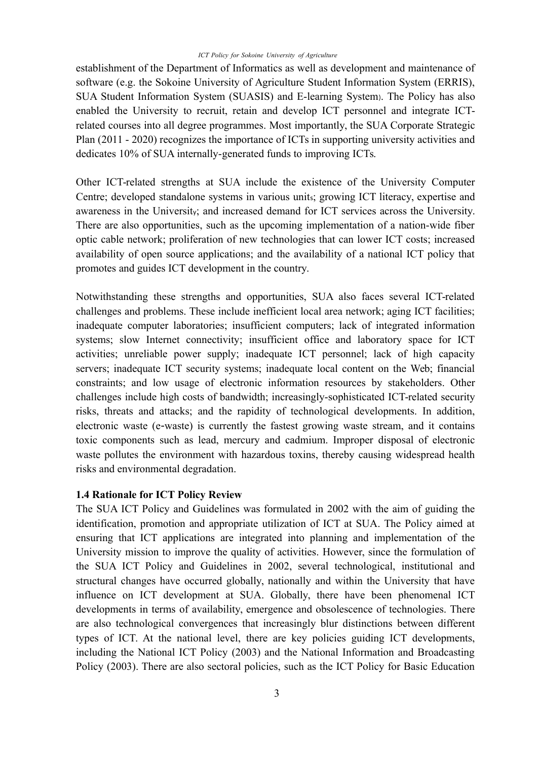establishment of the Department of Informatics as well as development and maintenance of software (e.g. the Sokoine University of Agriculture Student Information System (ERRIS), SUA Student Information System (SUASIS) and E-learning System). The Policy has also enabled the University to recruit, retain and develop ICT personnel and integrate ICT-related courses into all degree programmes. Most importantly, the SUA Corporate Strategic Plan (2011 - 2020) recognizes the importance of ICTs in supporting university activities and dedicates 10% of SUA internally-generated funds to improving ICTs.

Other ICT-related strengths at SUA include the existence of the University Computer Centre; developed standalone systems in various units; growing ICT literacy, expertise and awareness in the University; and increased demand for ICT services across the University. There are also opportunities, such as the upcoming implementation of a nation-wide fiber optic cable network; proliferation of new technologies that can lower ICT costs; increased availability of open source applications; and the availability of a national ICT policy that promotes and guides ICT development in the country.

Notwithstanding these strengths and opportunities, SUA also faces several ICT-related challenges and problems. These include inefficient local area network; aging ICT facilities; inadequate computer laboratories; insufficient computers; lack of integrated information systems; slow Internet connectivity; insufficient office and laboratory space for ICT activities; unreliable power supply; inadequate ICT personnel; lack of high capacity servers; inadequate ICT security systems; inadequate local content on the Web; financial constraints; and low usage of electronic information resources by stakeholders. Other challenges include high costs of bandwidth; increasingly-sophisticated ICT-related security risks, threats and attacks; and the rapidity of technological developments. In addition, electronic waste (e-waste) is currently the fastest growing waste stream, and it contains toxic components such as lead, mercury and cadmium. Improper disposal of electronic waste pollutes the environment with hazardous toxins, thereby causing widespread health risks and environmental degradation.

### 1.4 Rationale for ICT Policy Review

The SUA ICT Policy and Guidelines was formulated in 2002 with the aim of guiding the identification, promotion and appropriate utilization of ICT at SUA. The Policy aimed at ensuring that ICT applications are integrated into planning and implementation of the University mission to improve the quality of activities. However, since the formulation of the SUA ICT Policy and Guidelines in 2002, several technological, institutional and structural changes have occurred globally, nationally and within the University that have influence on ICT development at SUA. Globally, there have been phenomenal ICT developments in terms of availability, emergence and obsolescence of technologies. There are also technological convergences that increasingly blur distinctions between different types of ICT. At the national level, there are key policies guiding ICT developments, including the National ICT Policy (2003) and the National Information and Broadcasting Policy (2003). There are also sectoral policies, such as the ICT Policy for Basic Education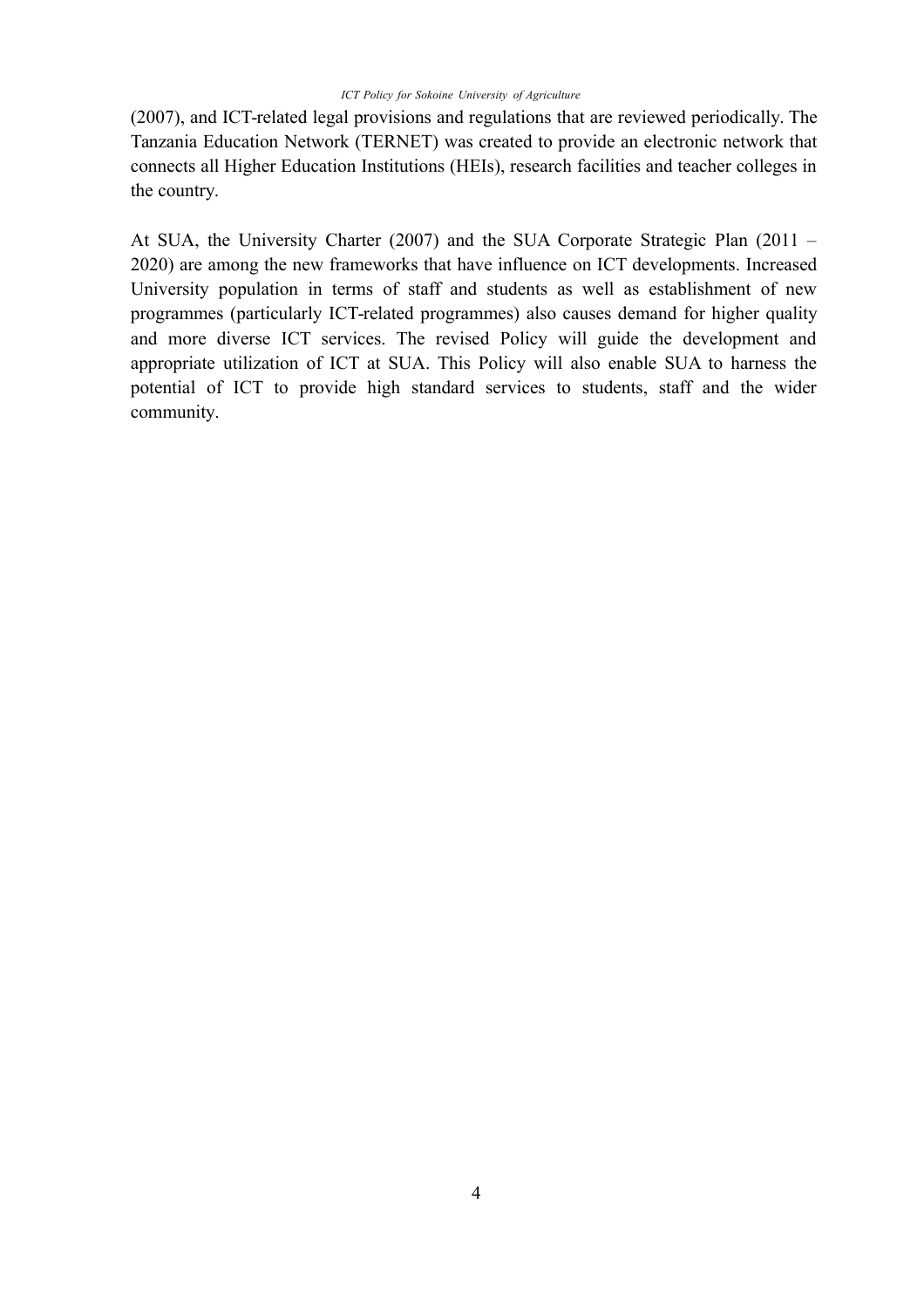(2007), and ICT-related legal provisions and regulations that are reviewed periodically. The Tanzania Education Network (TERNET) was created to provide an electronic network that connects all Higher Education Institutions (HEIs), research facilities and teacher colleges in the country.

At SUA, the University Charter (2007) and the SUA Corporate Strategic Plan (2011 – 2020) are among the new frameworks that have influence on ICT developments. Increased University population in terms of staff and students as well as establishment of new programmes (particularly ICT-related programmes) also causes demand for higher quality and more diverse ICT services. The revised Policy will guide the development and appropriate utilization of ICT at SUA. This Policy will also enable SUA to harness the potential of ICT to provide high standard services to students, staff and the wider community.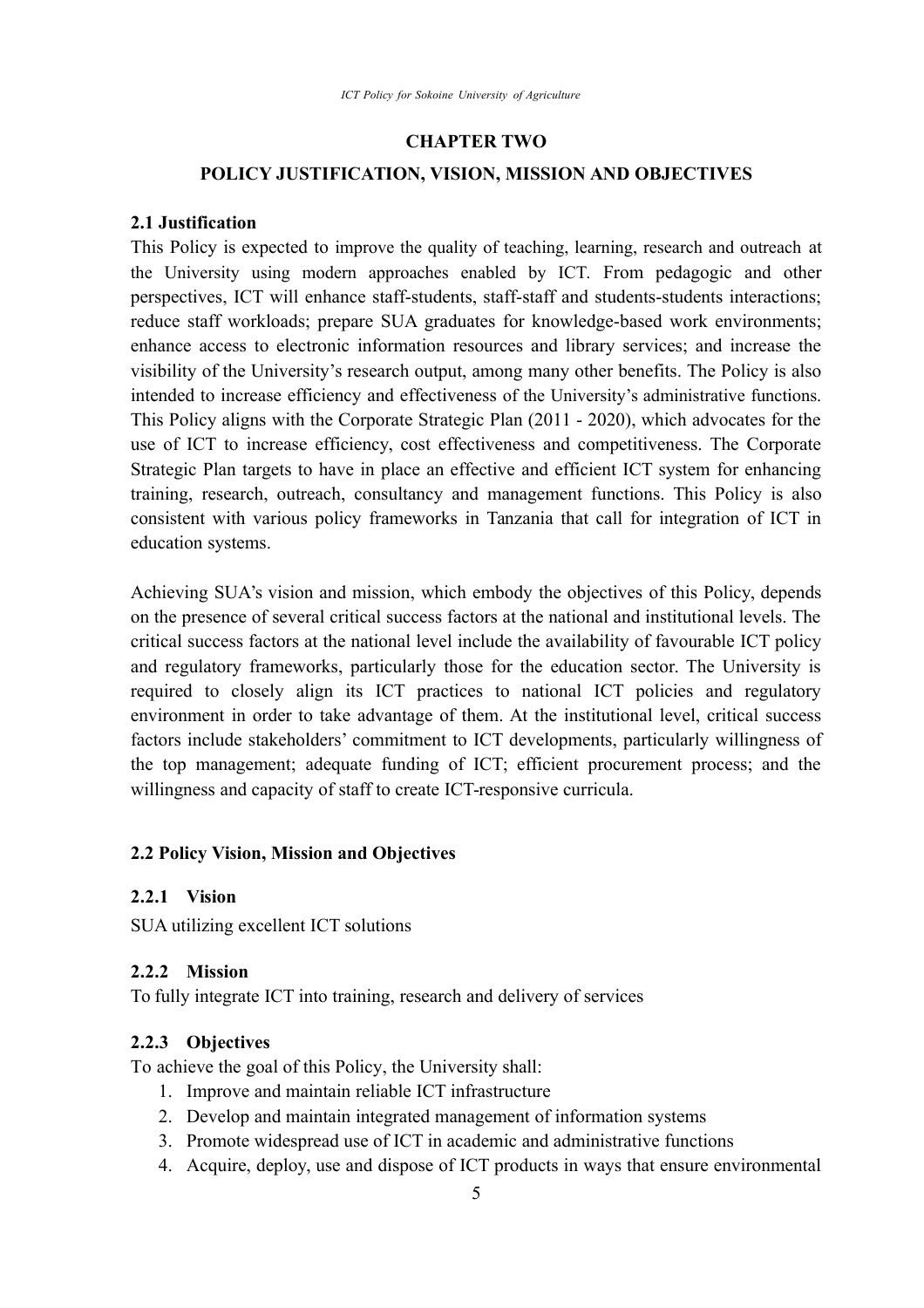## CHAPTER TWO

## POLICY JUSTIFICATION, VISION, MISSION AND OBJECTIVES

### 2.1 Justification

This Policy is expected to improve the quality of teaching, learning, research and outreach at the University using modern approaches enabled by ICT. From pedagogic and other perspectives, ICT will enhance staff-students, staff-staff and students-students interactions; reduce staff workloads; prepare SUA graduates for knowledge-based work environments; enhance access to electronic information resources and library services; and increase the visibility of the University's research output, among many other benefits. The Policy is also intended to increase efficiency and effectiveness of the University's administrative functions. This Policy aligns with the Corporate Strategic Plan (2011 - 2020), which advocates for the use of ICT to increase efficiency, cost effectiveness and competitiveness. The Corporate Strategic Plan targets to have in place an effective and efficient ICT system for enhancing training, research, outreach, consultancy and management functions. This Policy is also consistent with various policy frameworks in Tanzania that call for integration of ICT in education systems.

Achieving SUA's vision and mission, which embody the objectives of this Policy, depends on the presence of several critical success factors at the national and institutional levels. The critical success factors at the national level include the availability of favourable ICT policy and regulatory frameworks, particularly those for the education sector. The University is required to closely align its ICT practices to national ICT policies and regulatory environment in order to take advantage of them. At the institutional level, critical success factors include stakeholders' commitment to ICT developments, particularly willingness of the top management; adequate funding of ICT; efficient procurement process; and the willingness and capacity of staff to create ICT-responsive curricula.

### 2.2 Policy Vision, Mission and Objectives

#### 2.2.1 Vision

SUA utilizing excellent ICT solutions

#### 2.2.2 Mission

To fully integrate ICT into training, research and delivery of services

#### 2.2.3 Objectives

To achieve the goal of this Policy, the University shall:

1. Improve and maintain reliable ICT infrastructure
2. Develop and maintain integrated management of information systems
3. Promote widespread use of ICT in academic and administrative functions
4. Acquire, deploy, use and dispose of ICT products in ways that ensure environmental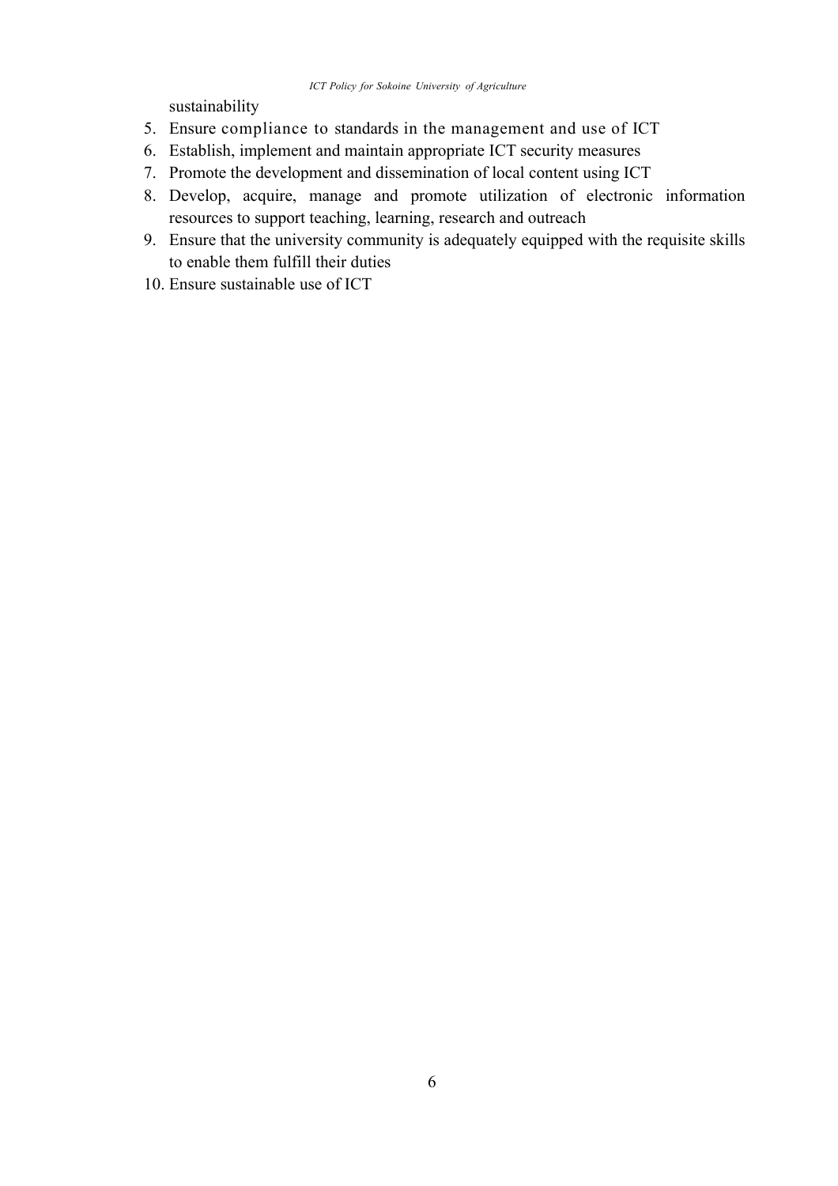sustainability

5. Ensure compliance to standards in the management and use of ICT
6. Establish, implement and maintain appropriate ICT security measures
7. Promote the development and dissemination of local content using ICT
8. Develop, acquire, manage and promote utilization of electronic information resources to support teaching, learning, research and outreach
9. Ensure that the university community is adequately equipped with the requisite skills to enable them fulfill their duties
10. Ensure sustainable use of ICT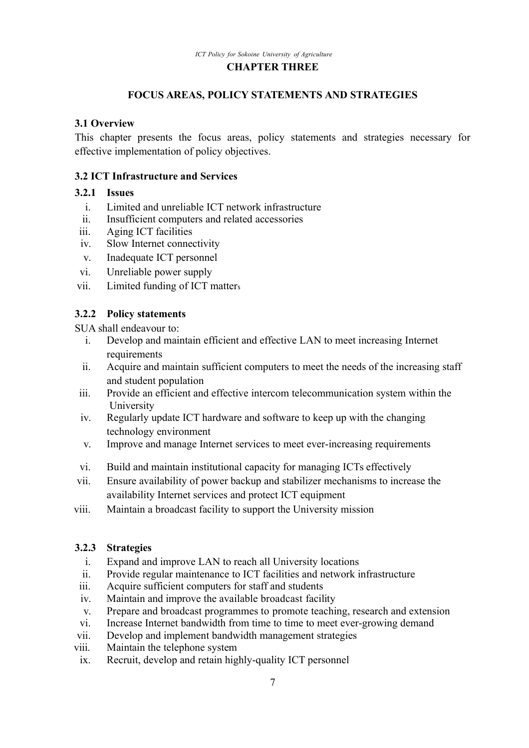# CHAPTER THREE

## FOCUS AREAS, POLICY STATEMENTS AND STRATEGIES

### 3.1 Overview

This chapter presents the focus areas, policy statements and strategies necessary for effective implementation of policy objectives.

### 3.2 ICT Infrastructure and Services

#### 3.2.1 Issues

i. Limited and unreliable ICT network infrastructure
ii. Insufficient computers and related accessories
iii. Aging ICT facilities
iv. Slow Internet connectivity
v. Inadequate ICT personnel
vi. Unreliable power supply
vii. Limited funding of ICT matters

#### 3.2.2 Policy statements

SUA shall endeavour to:

i. Develop and maintain efficient and effective LAN to meet increasing Internet requirements
ii. Acquire and maintain sufficient computers to meet the needs of the increasing staff and student population
iii. Provide an efficient and effective intercom telecommunication system within the University
iv. Regularly update ICT hardware and software to keep up with the changing technology environment
v. Improve and manage Internet services to meet ever-increasing requirements
vi. Build and maintain institutional capacity for managing ICTs effectively
vii. Ensure availability of power backup and stabilizer mechanisms to increase the availability Internet services and protect ICT equipment
viii. Maintain a broadcast facility to support the University mission

#### 3.2.3 Strategies

i. Expand and improve LAN to reach all University locations
ii. Provide regular maintenance to ICT facilities and network infrastructure
iii. Acquire sufficient computers for staff and students
iv. Maintain and improve the available broadcast facility
v. Prepare and broadcast programmes to promote teaching, research and extension
vi. Increase Internet bandwidth from time to time to meet ever-growing demand
vii. Develop and implement bandwidth management strategies
viii. Maintain the telephone system
ix. Recruit, develop and retain highly-quality ICT personnel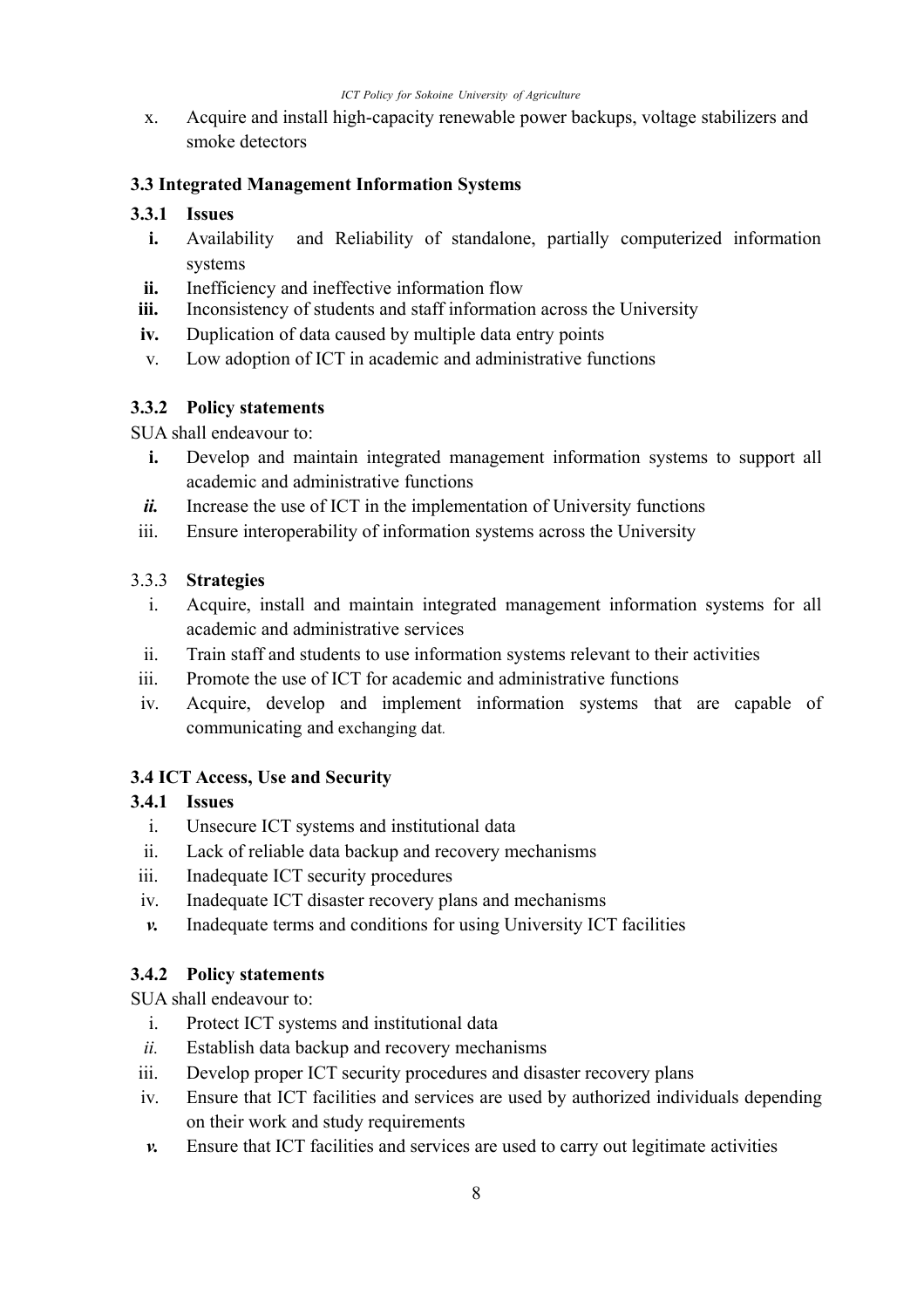x. Acquire and install high-capacity renewable power backups, voltage stabilizers and smoke detectors

### 3.3 Integrated Management Information Systems

#### 3.3.1 Issues

**i.** Availability and Reliability of standalone, partially computerized information systems

**ii.** Inefficiency and ineffective information flow

**iii.** Inconsistency of students and staff information across the University

**iv.** Duplication of data caused by multiple data entry points

v. Low adoption of ICT in academic and administrative functions

#### 3.3.2 Policy statements

SUA shall endeavour to:

**i.** Develop and maintain integrated management information systems to support all academic and administrative functions

***ii.*** Increase the use of ICT in the implementation of University functions

iii. Ensure interoperability of information systems across the University

#### 3.3.3 Strategies

i. Acquire, install and maintain integrated management information systems for all academic and administrative services

ii. Train staff and students to use information systems relevant to their activities

iii. Promote the use of ICT for academic and administrative functions

iv. Acquire, develop and implement information systems that are capable of communicating and exchanging dat.

### 3.4 ICT Access, Use and Security

#### 3.4.1 Issues

i. Unsecure ICT systems and institutional data

ii. Lack of reliable data backup and recovery mechanisms

iii. Inadequate ICT security procedures

iv. Inadequate ICT disaster recovery plans and mechanisms

***v.*** Inadequate terms and conditions for using University ICT facilities

#### 3.4.2 Policy statements

SUA shall endeavour to:

i. Protect ICT systems and institutional data

*ii.* Establish data backup and recovery mechanisms

iii. Develop proper ICT security procedures and disaster recovery plans

iv. Ensure that ICT facilities and services are used by authorized individuals depending on their work and study requirements

***v.*** Ensure that ICT facilities and services are used to carry out legitimate activities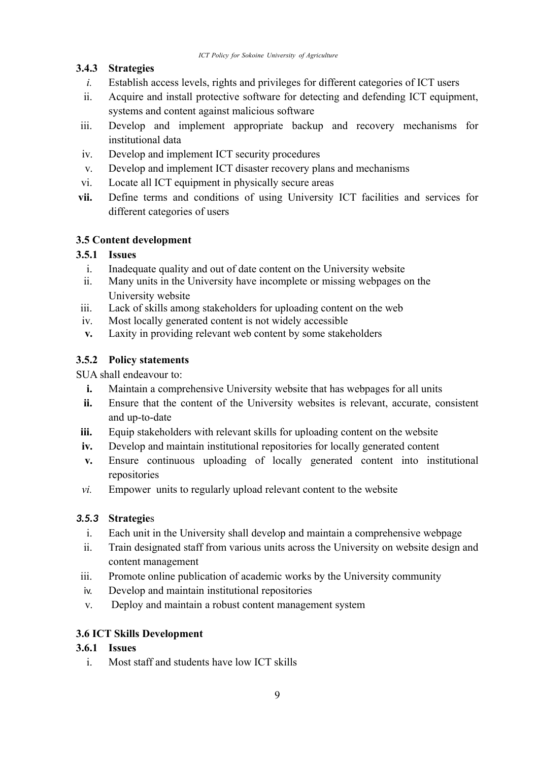#### 3.4.3 Strategies

i. Establish access levels, rights and privileges for different categories of ICT users
ii. Acquire and install protective software for detecting and defending ICT equipment, systems and content against malicious software
iii. Develop and implement appropriate backup and recovery mechanisms for institutional data
iv. Develop and implement ICT security procedures
v. Develop and implement ICT disaster recovery plans and mechanisms
vi. Locate all ICT equipment in physically secure areas
vii. Define terms and conditions of using University ICT facilities and services for different categories of users

### 3.5 Content development

#### 3.5.1 Issues

i. Inadequate quality and out of date content on the University website
ii. Many units in the University have incomplete or missing webpages on the University website
iii. Lack of skills among stakeholders for uploading content on the web
iv. Most locally generated content is not widely accessible
v. Laxity in providing relevant web content by some stakeholders

#### 3.5.2 Policy statements

SUA shall endeavour to:

i. Maintain a comprehensive University website that has webpages for all units
ii. Ensure that the content of the University websites is relevant, accurate, consistent and up-to-date
iii. Equip stakeholders with relevant skills for uploading content on the website
iv. Develop and maintain institutional repositories for locally generated content
v. Ensure continuous uploading of locally generated content into institutional repositories
vi. Empower units to regularly upload relevant content to the website

#### 3.5.3 Strategies

i. Each unit in the University shall develop and maintain a comprehensive webpage
ii. Train designated staff from various units across the University on website design and content management
iii. Promote online publication of academic works by the University community
iv. Develop and maintain institutional repositories
v. Deploy and maintain a robust content management system

### 3.6 ICT Skills Development

#### 3.6.1 Issues

i. Most staff and students have low ICT skills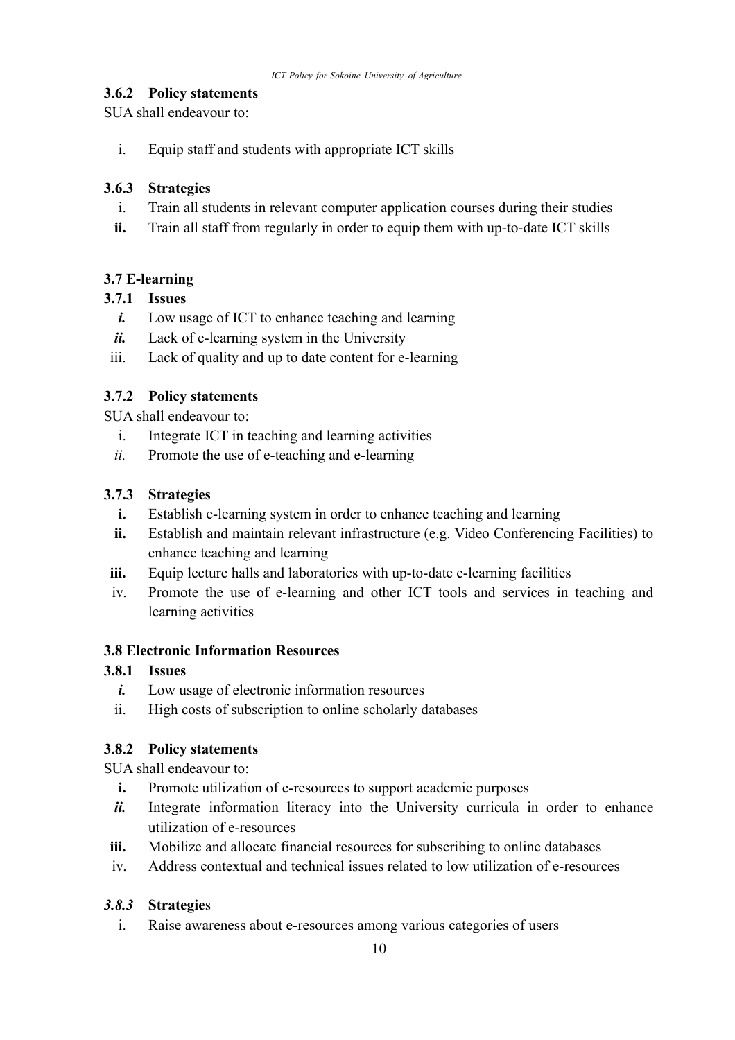### 3.6.2 Policy statements

SUA shall endeavour to:

i. Equip staff and students with appropriate ICT skills

### 3.6.3 Strategies

i. Train all students in relevant computer application courses during their studies
**ii.** Train all staff from regularly in order to equip them with up-to-date ICT skills

## 3.7 E-learning

### 3.7.1 Issues

***i.*** Low usage of ICT to enhance teaching and learning
***ii.*** Lack of e-learning system in the University
iii. Lack of quality and up to date content for e-learning

### 3.7.2 Policy statements

SUA shall endeavour to:

i. Integrate ICT in teaching and learning activities
*ii.* Promote the use of e-teaching and e-learning

### 3.7.3 Strategies

**i.** Establish e-learning system in order to enhance teaching and learning
**ii.** Establish and maintain relevant infrastructure (e.g. Video Conferencing Facilities) to enhance teaching and learning
**iii.** Equip lecture halls and laboratories with up-to-date e-learning facilities
iv. Promote the use of e-learning and other ICT tools and services in teaching and learning activities

## 3.8 Electronic Information Resources

### 3.8.1 Issues

***i.*** Low usage of electronic information resources
ii. High costs of subscription to online scholarly databases

### 3.8.2 Policy statements

SUA shall endeavour to:

**i.** Promote utilization of e-resources to support academic purposes
***ii.*** Integrate information literacy into the University curricula in order to enhance utilization of e-resources
**iii.** Mobilize and allocate financial resources for subscribing to online databases
iv. Address contextual and technical issues related to low utilization of e-resources

### *3.8.3* Strategies

i. Raise awareness about e-resources among various categories of users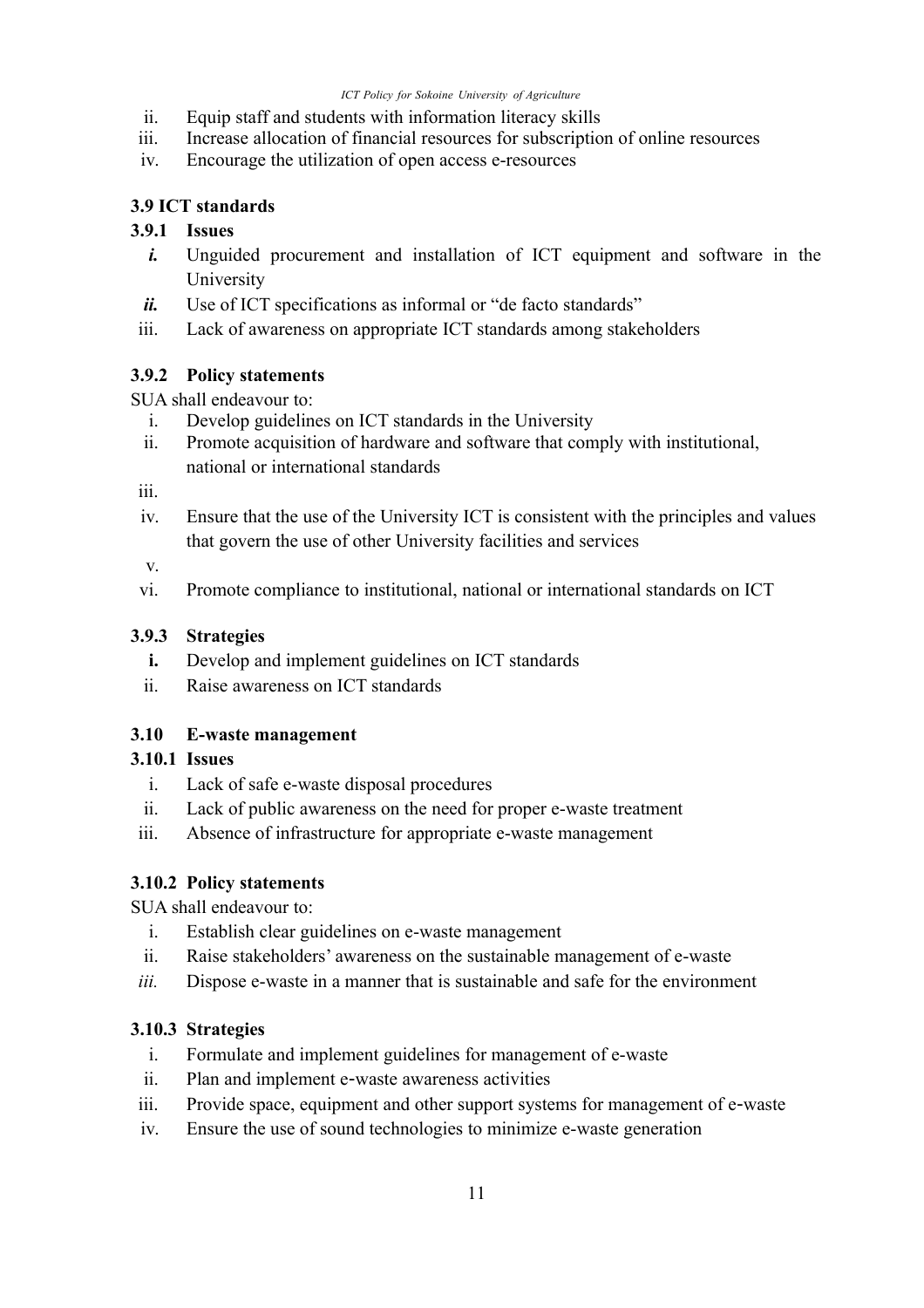ii. Equip staff and students with information literacy skills
iii. Increase allocation of financial resources for subscription of online resources
iv. Encourage the utilization of open access e-resources

### 3.9 ICT standards

#### 3.9.1 Issues

*i.* Unguided procurement and installation of ICT equipment and software in the University
*ii.* Use of ICT specifications as informal or "de facto standards"
iii. Lack of awareness on appropriate ICT standards among stakeholders

#### 3.9.2 Policy statements

SUA shall endeavour to:

i. Develop guidelines on ICT standards in the University
ii. Promote acquisition of hardware and software that comply with institutional, national or international standards
iii.
iv. Ensure that the use of the University ICT is consistent with the principles and values that govern the use of other University facilities and services
v.
vi. Promote compliance to institutional, national or international standards on ICT

#### 3.9.3 Strategies

**i.** Develop and implement guidelines on ICT standards
ii. Raise awareness on ICT standards

### 3.10 E-waste management

#### 3.10.1 Issues

i. Lack of safe e-waste disposal procedures
ii. Lack of public awareness on the need for proper e-waste treatment
iii. Absence of infrastructure for appropriate e-waste management

#### 3.10.2 Policy statements

SUA shall endeavour to:

i. Establish clear guidelines on e-waste management
ii. Raise stakeholders' awareness on the sustainable management of e-waste
*iii.* Dispose e-waste in a manner that is sustainable and safe for the environment

#### 3.10.3 Strategies

i. Formulate and implement guidelines for management of e-waste
ii. Plan and implement e-waste awareness activities
iii. Provide space, equipment and other support systems for management of e-waste
iv. Ensure the use of sound technologies to minimize e-waste generation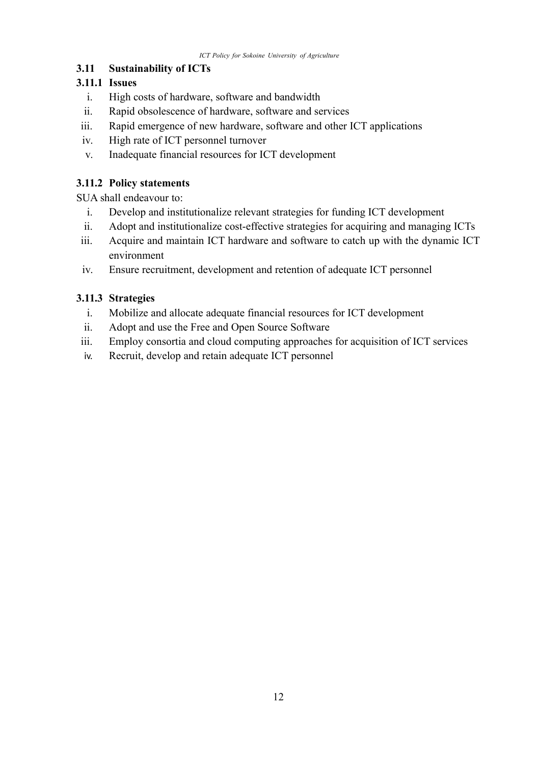## 3.11 Sustainability of ICTs

### 3.11.1 Issues

i. High costs of hardware, software and bandwidth
ii. Rapid obsolescence of hardware, software and services
iii. Rapid emergence of new hardware, software and other ICT applications
iv. High rate of ICT personnel turnover
v. Inadequate financial resources for ICT development

### 3.11.2 Policy statements

SUA shall endeavour to:

i. Develop and institutionalize relevant strategies for funding ICT development
ii. Adopt and institutionalize cost-effective strategies for acquiring and managing ICTs
iii. Acquire and maintain ICT hardware and software to catch up with the dynamic ICT environment
iv. Ensure recruitment, development and retention of adequate ICT personnel

### 3.11.3 Strategies

i. Mobilize and allocate adequate financial resources for ICT development
ii. Adopt and use the Free and Open Source Software
iii. Employ consortia and cloud computing approaches for acquisition of ICT services
iv. Recruit, develop and retain adequate ICT personnel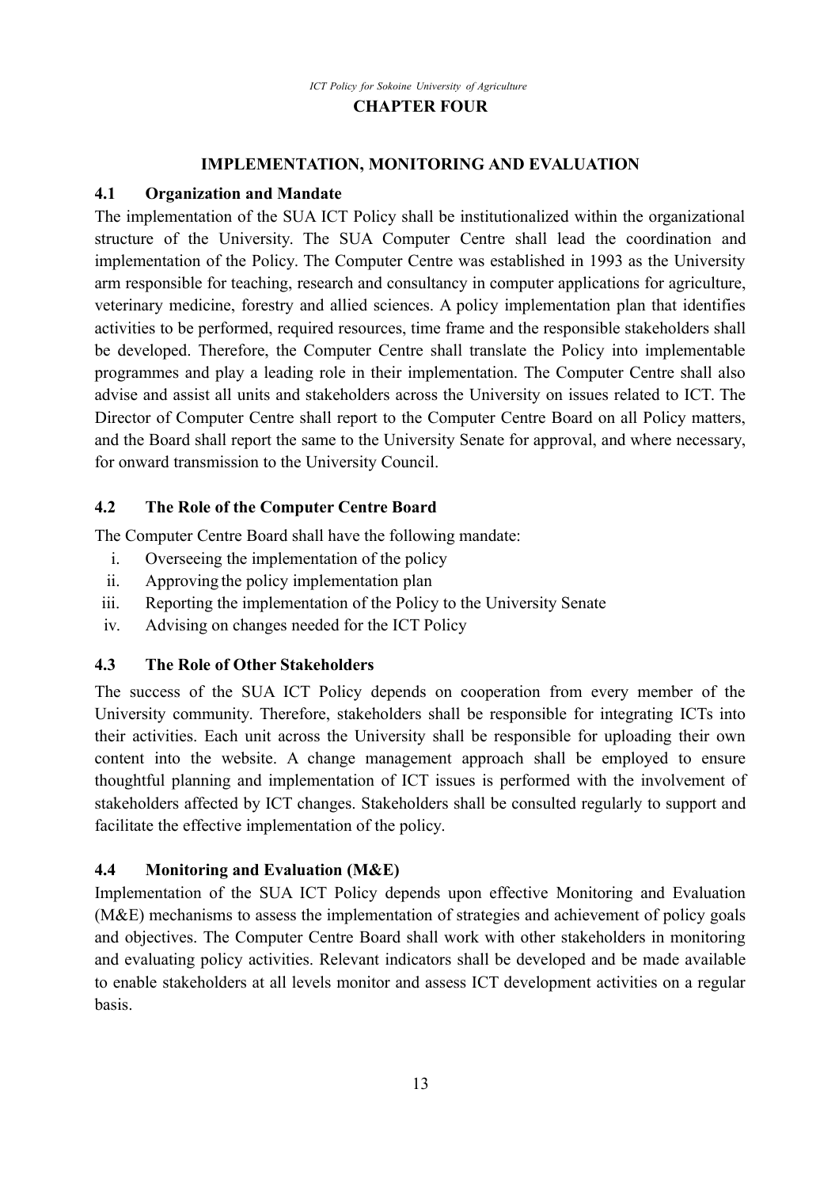# CHAPTER FOUR

## IMPLEMENTATION, MONITORING AND EVALUATION

### 4.1 Organization and Mandate

The implementation of the SUA ICT Policy shall be institutionalized within the organizational structure of the University. The SUA Computer Centre shall lead the coordination and implementation of the Policy. The Computer Centre was established in 1993 as the University arm responsible for teaching, research and consultancy in computer applications for agriculture, veterinary medicine, forestry and allied sciences. A policy implementation plan that identifies activities to be performed, required resources, time frame and the responsible stakeholders shall be developed. Therefore, the Computer Centre shall translate the Policy into implementable programmes and play a leading role in their implementation. The Computer Centre shall also advise and assist all units and stakeholders across the University on issues related to ICT. The Director of Computer Centre shall report to the Computer Centre Board on all Policy matters, and the Board shall report the same to the University Senate for approval, and where necessary, for onward transmission to the University Council.

### 4.2 The Role of the Computer Centre Board

The Computer Centre Board shall have the following mandate:

i. Overseeing the implementation of the policy
ii. Approving the policy implementation plan
iii. Reporting the implementation of the Policy to the University Senate
iv. Advising on changes needed for the ICT Policy

### 4.3 The Role of Other Stakeholders

The success of the SUA ICT Policy depends on cooperation from every member of the University community. Therefore, stakeholders shall be responsible for integrating ICTs into their activities. Each unit across the University shall be responsible for uploading their own content into the website. A change management approach shall be employed to ensure thoughtful planning and implementation of ICT issues is performed with the involvement of stakeholders affected by ICT changes. Stakeholders shall be consulted regularly to support and facilitate the effective implementation of the policy.

### 4.4 Monitoring and Evaluation (M&E)

Implementation of the SUA ICT Policy depends upon effective Monitoring and Evaluation (M&E) mechanisms to assess the implementation of strategies and achievement of policy goals and objectives. The Computer Centre Board shall work with other stakeholders in monitoring and evaluating policy activities. Relevant indicators shall be developed and be made available to enable stakeholders at all levels monitor and assess ICT development activities on a regular basis.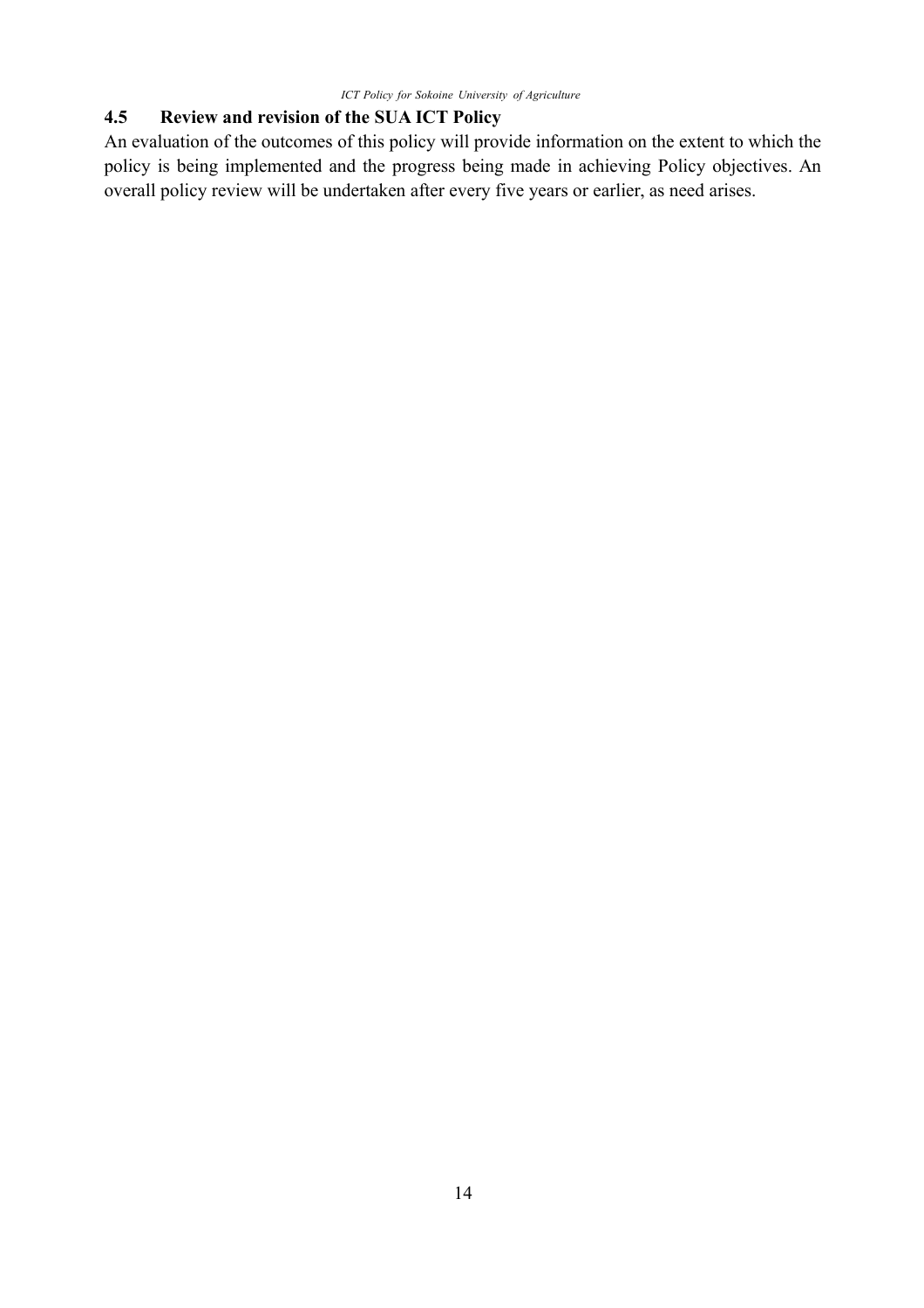### 4.5 Review and revision of the SUA ICT Policy

An evaluation of the outcomes of this policy will provide information on the extent to which the policy is being implemented and the progress being made in achieving Policy objectives. An overall policy review will be undertaken after every five years or earlier, as need arises.